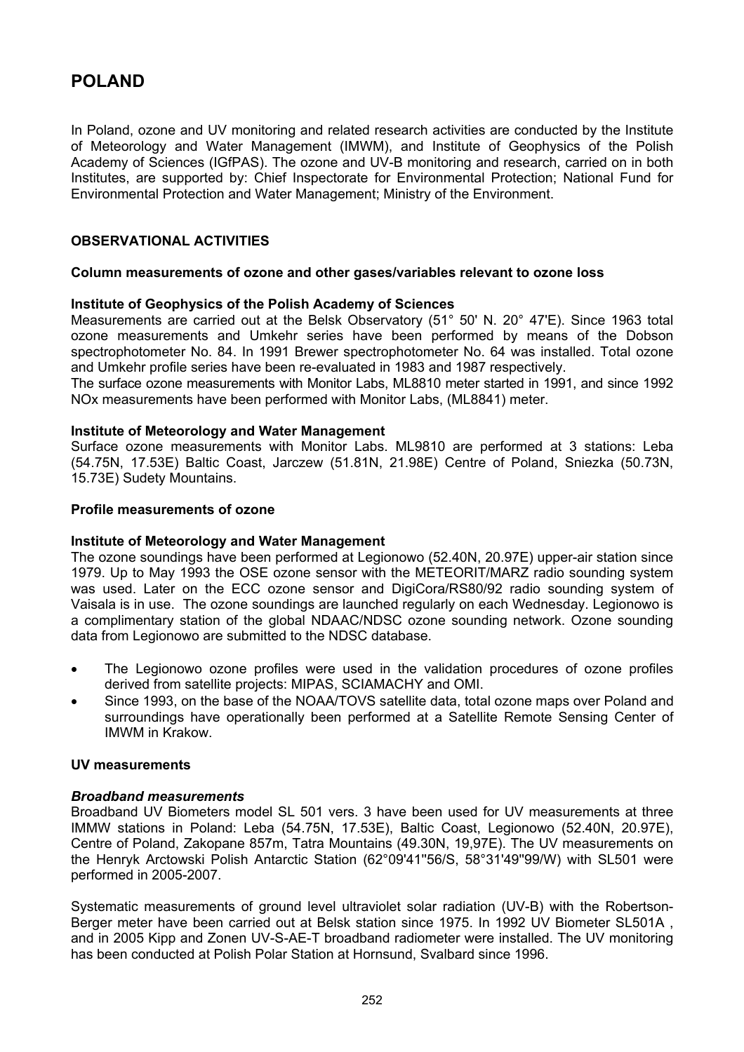# POLAND

In Poland, ozone and UV monitoring and related research activities are conducted by the Institute of Meteorology and Water Management (IMWM), and Institute of Geophysics of the Polish Academy of Sciences (IGfPAS). The ozone and UV-B monitoring and research, carried on in both Institutes, are supported by: Chief Inspectorate for Environmental Protection; National Fund for Environmental Protection and Water Management; Ministry of the Environment.

## OBSERVATIONAL ACTIVITIES

### Column measurements of ozone and other gases/variables relevant to ozone loss

**Institute of Geophysics of the Polish Academy of Sciences**

Measurements are carried out at the Belsk Observatory (51° 50' N. 20° 47'E). Since 1963 total ozone measurements and Umkehr series have been performed by means of the Dobson spectrophotometer No. 84. In 1991 Brewer spectrophotometer No. 64 was installed. Total ozone and Umkehr profile series have been re-evaluated in 1983 and 1987 respectively.

The surface ozone measurements with Monitor Labs, ML8810 meter started in 1991, and since 1992 NOx measurements have been performed with Monitor Labs, (ML8841) meter.

**Institute of Meteorology and Water Management**

Surface ozone measurements with Monitor Labs. ML9810 are performed at 3 stations: Leba (54.75N, 17.53E) Baltic Coast, Jarczew (51.81N, 21.98E) Centre of Poland, Sniezka (50.73N, 15.73E) Sudety Mountains.

### Profile measurements of ozone

**Institute of Meteorology and Water Management**

The ozone soundings have been performed at Legionowo (52.40N, 20.97E) upper-air station since 1979. Up to May 1993 the OSE ozone sensor with the METEORIT/MARZ radio sounding system was used. Later on the ECC ozone sensor and DigiCora/RS80/92 radio sounding system of Vaisala is in use. The ozone soundings are launched regularly on each Wednesday. Legionowo is a complimentary station of the global NDAAC/NDSC ozone sounding network. Ozone sounding data from Legionowo are submitted to the NDSC database.

- The Legionowo ozone profiles were used in the validation procedures of ozone profiles derived from satellite projects: MIPAS, SCIAMACHY and OMI.
- Since 1993, on the base of the NOAA/TOVS satellite data, total ozone maps over Poland and surroundings have operationally been performed at a Satellite Remote Sensing Center of IMWM in Krakow.

### UV measurements

***Broadband measurements***

Broadband UV Biometers model SL 501 vers. 3 have been used for UV measurements at three IMMW stations in Poland: Leba (54.75N, 17.53E), Baltic Coast, Legionowo (52.40N, 20.97E), Centre of Poland, Zakopane 857m, Tatra Mountains (49.30N, 19,97E). The UV measurements on the Henryk Arctowski Polish Antarctic Station (62°09'41''56/S, 58°31'49''99/W) with SL501 were performed in 2005-2007.

Systematic measurements of ground level ultraviolet solar radiation (UV-B) with the Robertson-Berger meter have been carried out at Belsk station since 1975. In 1992 UV Biometer SL501A , and in 2005 Kipp and Zonen UV-S-AE-T broadband radiometer were installed. The UV monitoring has been conducted at Polish Polar Station at Hornsund, Svalbard since 1996.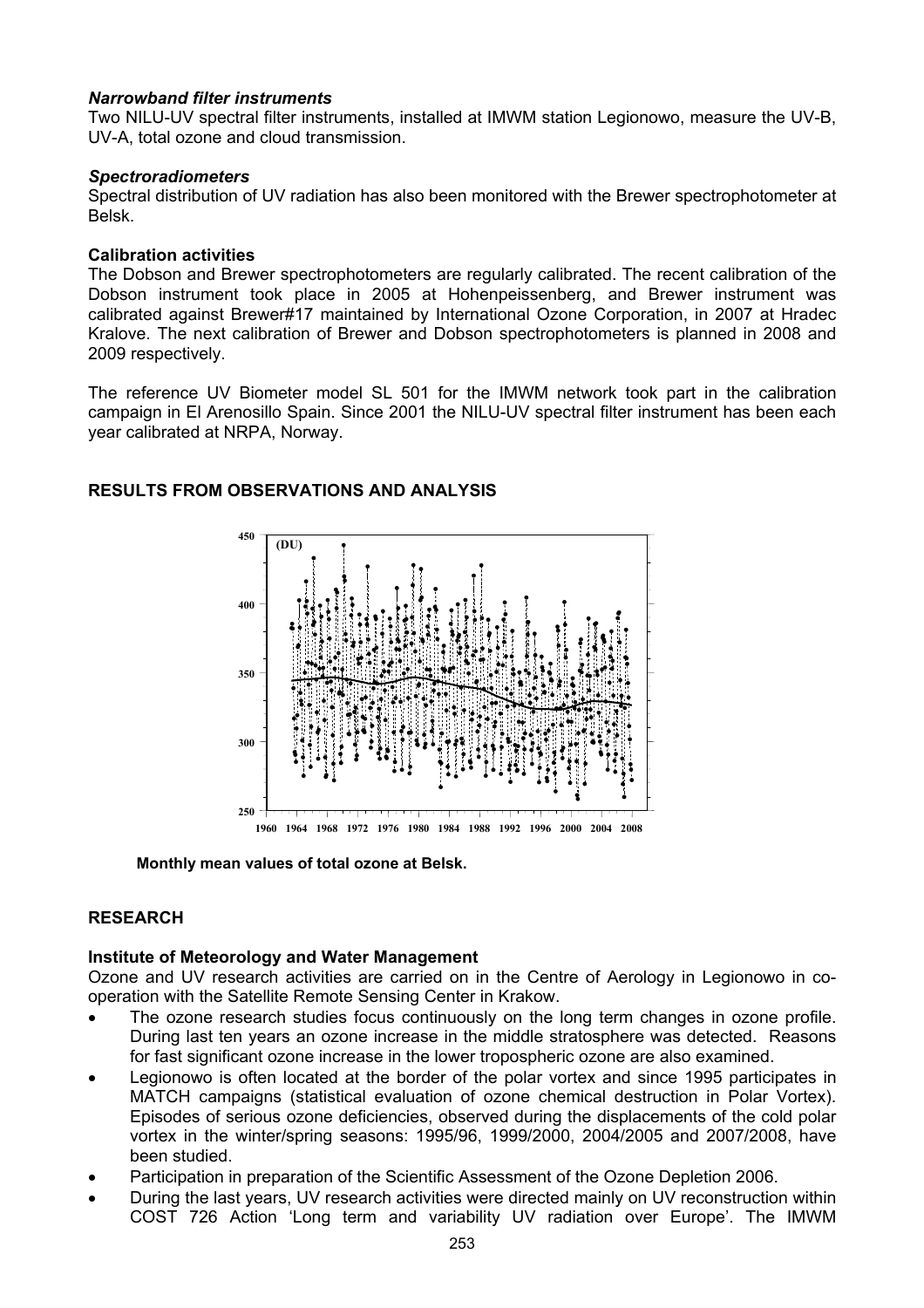### *Narrowband filter instruments*

Two NILU-UV spectral filter instruments, installed at IMWM station Legionowo, measure the UV-B, UV-A, total ozone and cloud transmission.

### *Spectroradiometers*

Spectral distribution of UV radiation has also been monitored with the Brewer spectrophotometer at Belsk.

### **Calibration activities**

The Dobson and Brewer spectrophotometers are regularly calibrated. The recent calibration of the Dobson instrument took place in 2005 at Hohenpeissenberg, and Brewer instrument was calibrated against Brewer#17 maintained by International Ozone Corporation, in 2007 at Hradec Kralove. The next calibration of Brewer and Dobson spectrophotometers is planned in 2008 and 2009 respectively.

The reference UV Biometer model SL 501 for the IMWM network took part in the calibration campaign in El Arenosillo Spain. Since 2001 the NILU-UV spectral filter instrument has been each year calibrated at NRPA, Norway.

## **RESULTS FROM OBSERVATIONS AND ANALYSIS**

**Monthly mean values of total ozone at Belsk.**

## **RESEARCH**

### **Institute of Meteorology and Water Management**

Ozone and UV research activities are carried on in the Centre of Aerology in Legionowo in co-operation with the Satellite Remote Sensing Center in Krakow.

- The ozone research studies focus continuously on the long term changes in ozone profile. During last ten years an ozone increase in the middle stratosphere was detected. Reasons for fast significant ozone increase in the lower tropospheric ozone are also examined.
- Legionowo is often located at the border of the polar vortex and since 1995 participates in MATCH campaigns (statistical evaluation of ozone chemical destruction in Polar Vortex). Episodes of serious ozone deficiencies, observed during the displacements of the cold polar vortex in the winter/spring seasons: 1995/96, 1999/2000, 2004/2005 and 2007/2008, have been studied.
- Participation in preparation of the Scientific Assessment of the Ozone Depletion 2006.
- During the last years, UV research activities were directed mainly on UV reconstruction within COST 726 Action 'Long term and variability UV radiation over Europe'. The IMWM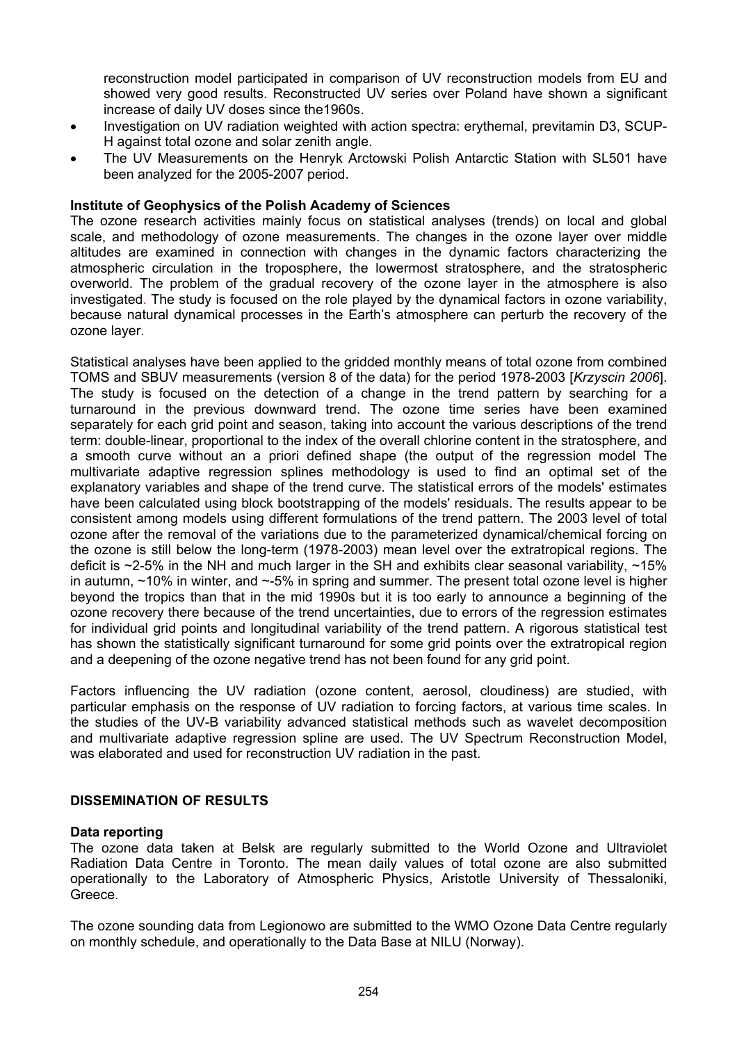reconstruction model participated in comparison of UV reconstruction models from EU and showed very good results. Reconstructed UV series over Poland have shown a significant increase of daily UV doses since the1960s.

- Investigation on UV radiation weighted with action spectra: erythemal, previtamin D3, SCUP-H against total ozone and solar zenith angle.
- The UV Measurements on the Henryk Arctowski Polish Antarctic Station with SL501 have been analyzed for the 2005-2007 period.

**Institute of Geophysics of the Polish Academy of Sciences**

The ozone research activities mainly focus on statistical analyses (trends) on local and global scale, and methodology of ozone measurements. The changes in the ozone layer over middle altitudes are examined in connection with changes in the dynamic factors characterizing the atmospheric circulation in the troposphere, the lowermost stratosphere, and the stratospheric overworld. The problem of the gradual recovery of the ozone layer in the atmosphere is also investigated. The study is focused on the role played by the dynamical factors in ozone variability, because natural dynamical processes in the Earth's atmosphere can perturb the recovery of the ozone layer.

Statistical analyses have been applied to the gridded monthly means of total ozone from combined TOMS and SBUV measurements (version 8 of the data) for the period 1978-2003 [*Krzyscin 2006*]. The study is focused on the detection of a change in the trend pattern by searching for a turnaround in the previous downward trend. The ozone time series have been examined separately for each grid point and season, taking into account the various descriptions of the trend term: double-linear, proportional to the index of the overall chlorine content in the stratosphere, and a smooth curve without an a priori defined shape (the output of the regression model The multivariate adaptive regression splines methodology is used to find an optimal set of the explanatory variables and shape of the trend curve. The statistical errors of the models' estimates have been calculated using block bootstrapping of the models' residuals. The results appear to be consistent among models using different formulations of the trend pattern. The 2003 level of total ozone after the removal of the variations due to the parameterized dynamical/chemical forcing on the ozone is still below the long-term (1978-2003) mean level over the extratropical regions. The deficit is ~2-5% in the NH and much larger in the SH and exhibits clear seasonal variability, ~15% in autumn, ~10% in winter, and ~-5% in spring and summer. The present total ozone level is higher beyond the tropics than that in the mid 1990s but it is too early to announce a beginning of the ozone recovery there because of the trend uncertainties, due to errors of the regression estimates for individual grid points and longitudinal variability of the trend pattern. A rigorous statistical test has shown the statistically significant turnaround for some grid points over the extratropical region and a deepening of the ozone negative trend has not been found for any grid point.

Factors influencing the UV radiation (ozone content, aerosol, cloudiness) are studied, with particular emphasis on the response of UV radiation to forcing factors, at various time scales. In the studies of the UV-B variability advanced statistical methods such as wavelet decomposition and multivariate adaptive regression spline are used. The UV Spectrum Reconstruction Model, was elaborated and used for reconstruction UV radiation in the past.

## DISSEMINATION OF RESULTS

**Data reporting**

The ozone data taken at Belsk are regularly submitted to the World Ozone and Ultraviolet Radiation Data Centre in Toronto. The mean daily values of total ozone are also submitted operationally to the Laboratory of Atmospheric Physics, Aristotle University of Thessaloniki, Greece.

The ozone sounding data from Legionowo are submitted to the WMO Ozone Data Centre regularly on monthly schedule, and operationally to the Data Base at NILU (Norway).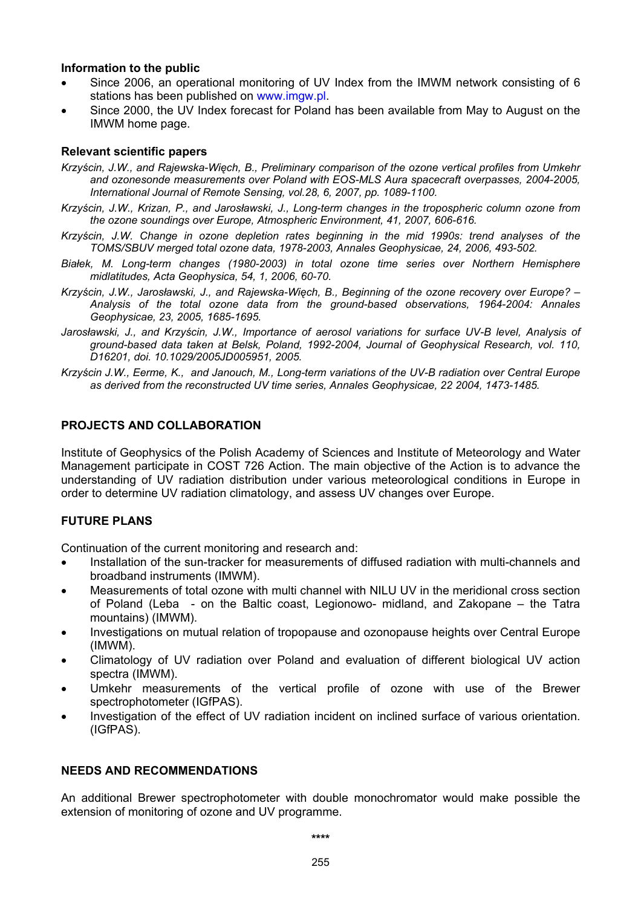### Information to the public

- Since 2006, an operational monitoring of UV Index from the IMWM network consisting of 6 stations has been published on www.imgw.pl.
- Since 2000, the UV Index forecast for Poland has been available from May to August on the IMWM home page.

### Relevant scientific papers

*Krzyścin, J.W., and Rajewska-Więch, B., Preliminary comparison of the ozone vertical profiles from Umkehr and ozonesonde measurements over Poland with EOS-MLS Aura spacecraft overpasses, 2004-2005, International Journal of Remote Sensing, vol.28, 6, 2007, pp. 1089-1100.*

*Krzyścin, J.W., Krizan, P., and Jarosławski, J., Long-term changes in the tropospheric column ozone from the ozone soundings over Europe, Atmospheric Environment, 41, 2007, 606-616.*

*Krzyścin, J.W. Change in ozone depletion rates beginning in the mid 1990s: trend analyses of the TOMS/SBUV merged total ozone data, 1978-2003, Annales Geophysicae, 24, 2006, 493-502.*

*Białek, M. Long-term changes (1980-2003) in total ozone time series over Northern Hemisphere midlatitudes, Acta Geophysica, 54, 1, 2006, 60-70.*

*Krzyścin, J.W., Jarosławski, J., and Rajewska-Więch, B., Beginning of the ozone recovery over Europe? – Analysis of the total ozone data from the ground-based observations, 1964-2004: Annales Geophysicae, 23, 2005, 1685-1695.*

*Jarosławski, J., and Krzyścin, J.W., Importance of aerosol variations for surface UV-B level, Analysis of ground-based data taken at Belsk, Poland, 1992-2004, Journal of Geophysical Research, vol. 110, D16201, doi. 10.1029/2005JD005951, 2005.*

*Krzyścin J.W., Eerme, K., and Janouch, M., Long-term variations of the UV-B radiation over Central Europe as derived from the reconstructed UV time series, Annales Geophysicae, 22 2004, 1473-1485.*

## PROJECTS AND COLLABORATION

Institute of Geophysics of the Polish Academy of Sciences and Institute of Meteorology and Water Management participate in COST 726 Action. The main objective of the Action is to advance the understanding of UV radiation distribution under various meteorological conditions in Europe in order to determine UV radiation climatology, and assess UV changes over Europe.

## FUTURE PLANS

Continuation of the current monitoring and research and:

- Installation of the sun-tracker for measurements of diffused radiation with multi-channels and broadband instruments (IMWM).
- Measurements of total ozone with multi channel with NILU UV in the meridional cross section of Poland (Leba - on the Baltic coast, Legionowo- midland, and Zakopane – the Tatra mountains) (IMWM).
- Investigations on mutual relation of tropopause and ozonopause heights over Central Europe (IMWM).
- Climatology of UV radiation over Poland and evaluation of different biological UV action spectra (IMWM).
- Umkehr measurements of the vertical profile of ozone with use of the Brewer spectrophotometer (IGfPAS).
- Investigation of the effect of UV radiation incident on inclined surface of various orientation. (IGfPAS).

## NEEDS AND RECOMMENDATIONS

An additional Brewer spectrophotometer with double monochromator would make possible the extension of monitoring of ozone and UV programme.

****